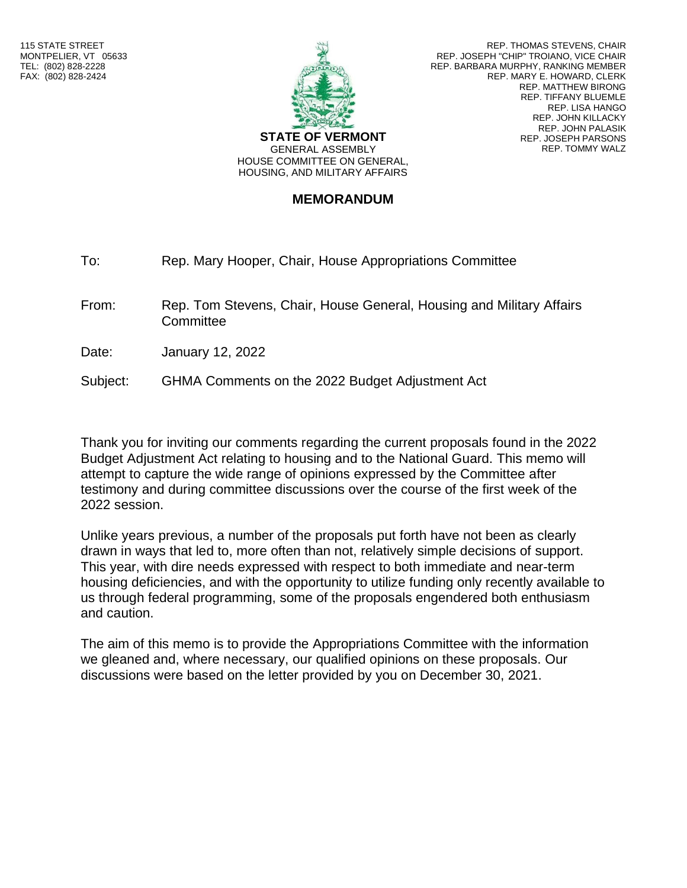115 STATE STREET
MONTPELIER, VT 05633
TEL: (802) 828-2228
FAX: (802) 828-2424

**STATE OF VERMONT**
GENERAL ASSEMBLY
HOUSE COMMITTEE ON GENERAL, HOUSING, AND MILITARY AFFAIRS

REP. THOMAS STEVENS, CHAIR
REP. JOSEPH "CHIP" TROIANO, VICE CHAIR
REP. BARBARA MURPHY, RANKING MEMBER
REP. MARY E. HOWARD, CLERK
REP. MATTHEW BIRONG
REP. TIFFANY BLUEMLE
REP. LISA HANGO
REP. JOHN KILLACKY
REP. JOHN PALASIK
REP. JOSEPH PARSONS
REP. TOMMY WALZ

# MEMORANDUM

To: Rep. Mary Hooper, Chair, House Appropriations Committee

From: Rep. Tom Stevens, Chair, House General, Housing and Military Affairs Committee

Date: January 12, 2022

Subject: GHMA Comments on the 2022 Budget Adjustment Act

Thank you for inviting our comments regarding the current proposals found in the 2022 Budget Adjustment Act relating to housing and to the National Guard. This memo will attempt to capture the wide range of opinions expressed by the Committee after testimony and during committee discussions over the course of the first week of the 2022 session.

Unlike years previous, a number of the proposals put forth have not been as clearly drawn in ways that led to, more often than not, relatively simple decisions of support. This year, with dire needs expressed with respect to both immediate and near-term housing deficiencies, and with the opportunity to utilize funding only recently available to us through federal programming, some of the proposals engendered both enthusiasm and caution.

The aim of this memo is to provide the Appropriations Committee with the information we gleaned and, where necessary, our qualified opinions on these proposals. Our discussions were based on the letter provided by you on December 30, 2021.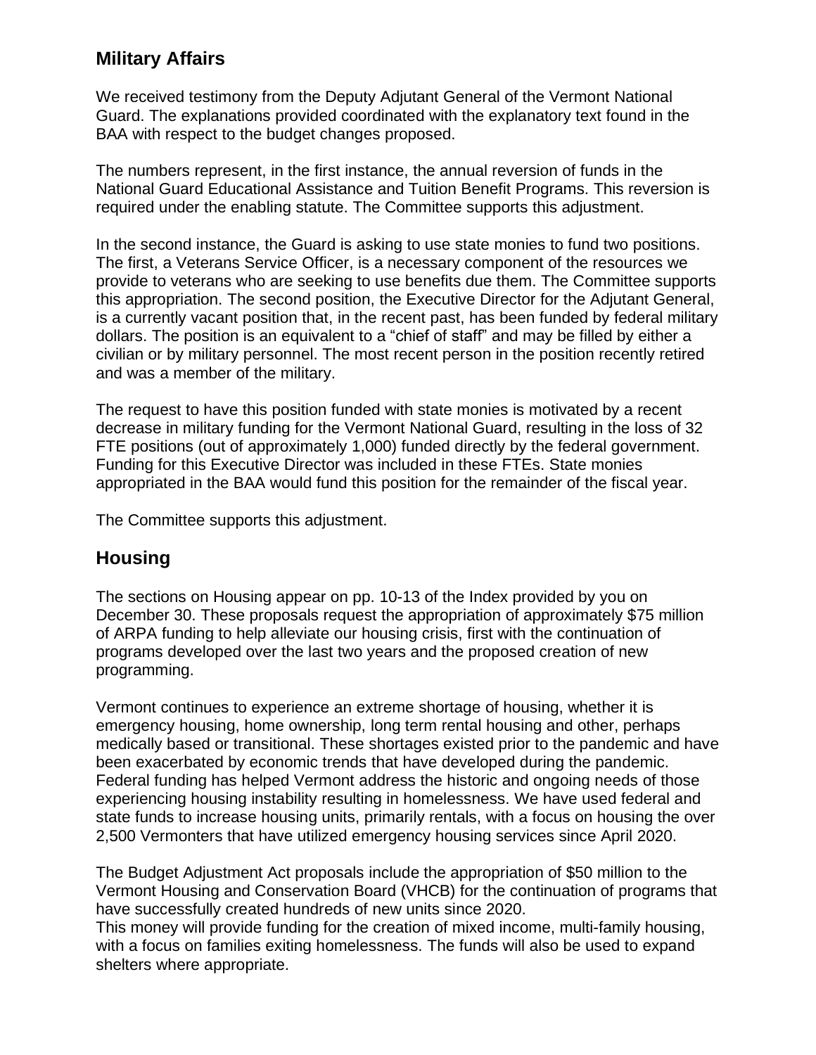## Military Affairs

We received testimony from the Deputy Adjutant General of the Vermont National Guard. The explanations provided coordinated with the explanatory text found in the BAA with respect to the budget changes proposed.

The numbers represent, in the first instance, the annual reversion of funds in the National Guard Educational Assistance and Tuition Benefit Programs. This reversion is required under the enabling statute. The Committee supports this adjustment.

In the second instance, the Guard is asking to use state monies to fund two positions. The first, a Veterans Service Officer, is a necessary component of the resources we provide to veterans who are seeking to use benefits due them. The Committee supports this appropriation. The second position, the Executive Director for the Adjutant General, is a currently vacant position that, in the recent past, has been funded by federal military dollars. The position is an equivalent to a "chief of staff" and may be filled by either a civilian or by military personnel. The most recent person in the position recently retired and was a member of the military.

The request to have this position funded with state monies is motivated by a recent decrease in military funding for the Vermont National Guard, resulting in the loss of 32 FTE positions (out of approximately 1,000) funded directly by the federal government. Funding for this Executive Director was included in these FTEs. State monies appropriated in the BAA would fund this position for the remainder of the fiscal year.

The Committee supports this adjustment.

## Housing

The sections on Housing appear on pp. 10-13 of the Index provided by you on December 30. These proposals request the appropriation of approximately $75 million of ARPA funding to help alleviate our housing crisis, first with the continuation of programs developed over the last two years and the proposed creation of new programming.

Vermont continues to experience an extreme shortage of housing, whether it is emergency housing, home ownership, long term rental housing and other, perhaps medically based or transitional. These shortages existed prior to the pandemic and have been exacerbated by economic trends that have developed during the pandemic. Federal funding has helped Vermont address the historic and ongoing needs of those experiencing housing instability resulting in homelessness. We have used federal and state funds to increase housing units, primarily rentals, with a focus on housing the over 2,500 Vermonters that have utilized emergency housing services since April 2020.

The Budget Adjustment Act proposals include the appropriation of $50 million to the Vermont Housing and Conservation Board (VHCB) for the continuation of programs that have successfully created hundreds of new units since 2020.
This money will provide funding for the creation of mixed income, multi-family housing, with a focus on families exiting homelessness. The funds will also be used to expand shelters where appropriate.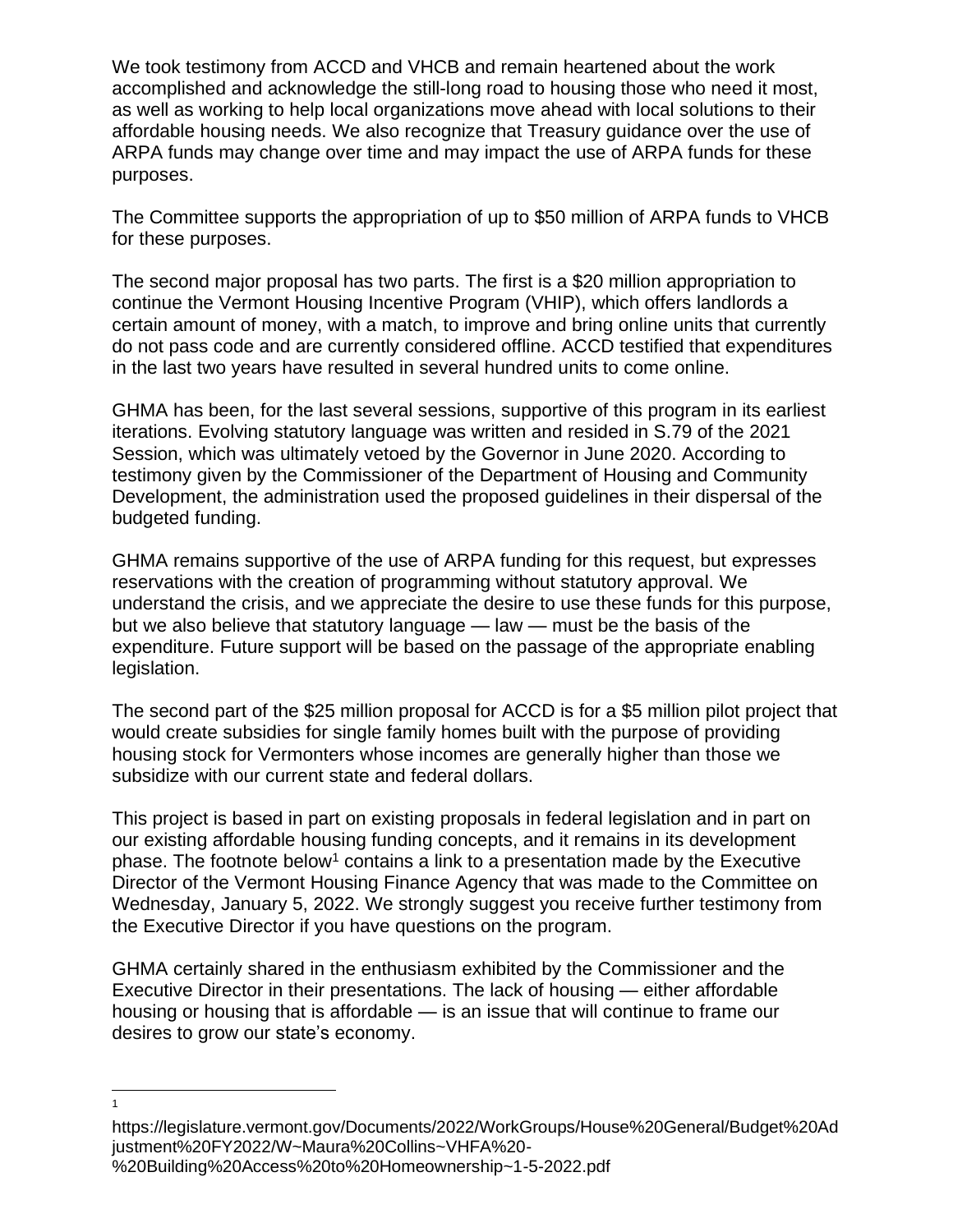We took testimony from ACCD and VHCB and remain heartened about the work accomplished and acknowledge the still-long road to housing those who need it most, as well as working to help local organizations move ahead with local solutions to their affordable housing needs. We also recognize that Treasury guidance over the use of ARPA funds may change over time and may impact the use of ARPA funds for these purposes.

The Committee supports the appropriation of up to $50 million of ARPA funds to VHCB for these purposes.

The second major proposal has two parts. The first is a $20 million appropriation to continue the Vermont Housing Incentive Program (VHIP), which offers landlords a certain amount of money, with a match, to improve and bring online units that currently do not pass code and are currently considered offline. ACCD testified that expenditures in the last two years have resulted in several hundred units to come online.

GHMA has been, for the last several sessions, supportive of this program in its earliest iterations. Evolving statutory language was written and resided in S.79 of the 2021 Session, which was ultimately vetoed by the Governor in June 2020. According to testimony given by the Commissioner of the Department of Housing and Community Development, the administration used the proposed guidelines in their dispersal of the budgeted funding.

GHMA remains supportive of the use of ARPA funding for this request, but expresses reservations with the creation of programming without statutory approval. We understand the crisis, and we appreciate the desire to use these funds for this purpose, but we also believe that statutory language — law — must be the basis of the expenditure. Future support will be based on the passage of the appropriate enabling legislation.

The second part of the $25 million proposal for ACCD is for a $5 million pilot project that would create subsidies for single family homes built with the purpose of providing housing stock for Vermonters whose incomes are generally higher than those we subsidize with our current state and federal dollars.

This project is based in part on existing proposals in federal legislation and in part on our existing affordable housing funding concepts, and it remains in its development phase. The footnote below[1] contains a link to a presentation made by the Executive Director of the Vermont Housing Finance Agency that was made to the Committee on Wednesday, January 5, 2022. We strongly suggest you receive further testimony from the Executive Director if you have questions on the program.

GHMA certainly shared in the enthusiasm exhibited by the Commissioner and the Executive Director in their presentations. The lack of housing — either affordable housing or housing that is affordable — is an issue that will continue to frame our desires to grow our state's economy.

---

[1] https://legislature.vermont.gov/Documents/2022/WorkGroups/House%20General/Budget%20Adjustment%20FY2022/W~Maura%20Collins~VHFA%20-%20Building%20Access%20to%20Homeownership~1-5-2022.pdf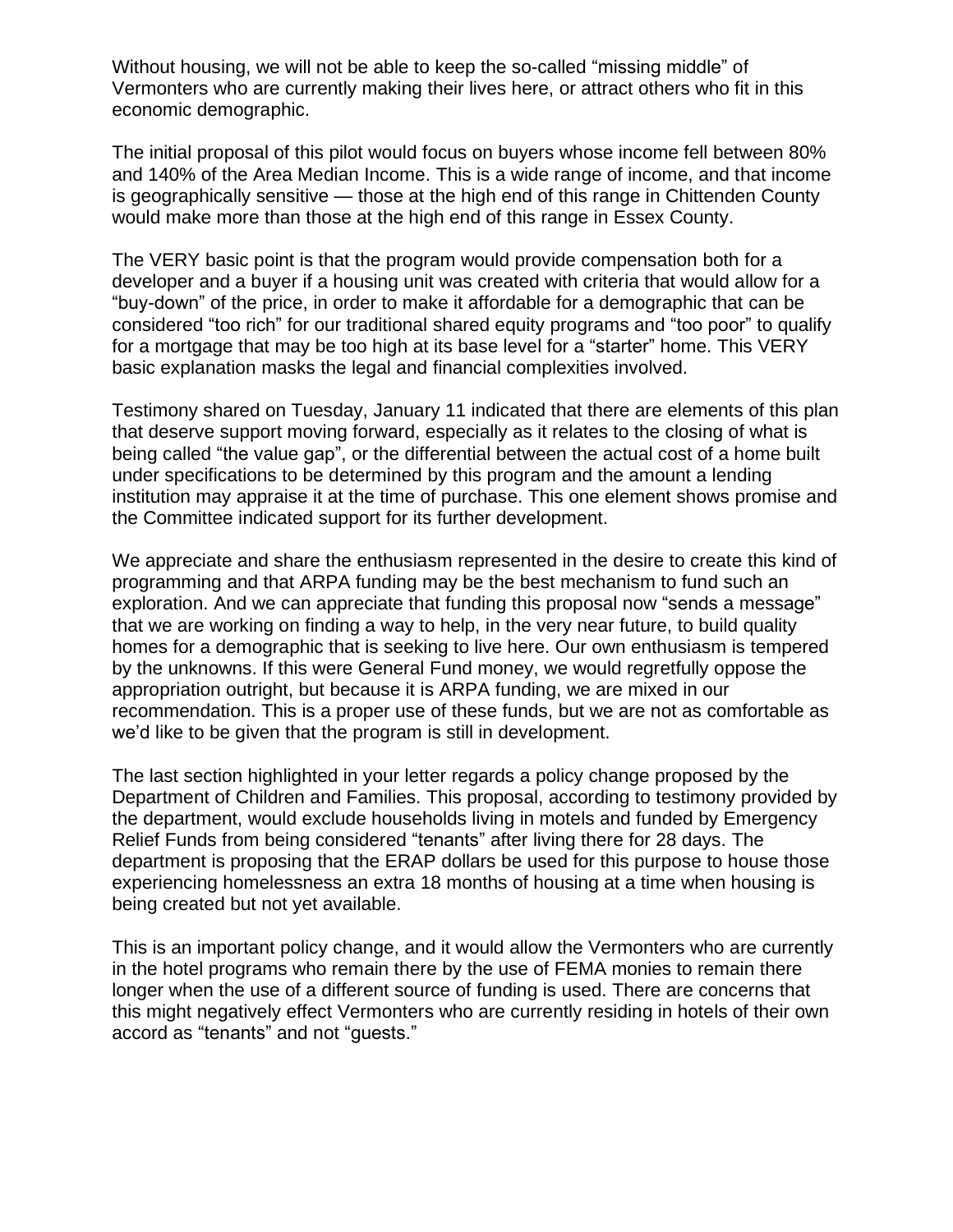Without housing, we will not be able to keep the so-called "missing middle" of Vermonters who are currently making their lives here, or attract others who fit in this economic demographic.

The initial proposal of this pilot would focus on buyers whose income fell between 80% and 140% of the Area Median Income. This is a wide range of income, and that income is geographically sensitive — those at the high end of this range in Chittenden County would make more than those at the high end of this range in Essex County.

The VERY basic point is that the program would provide compensation both for a developer and a buyer if a housing unit was created with criteria that would allow for a "buy-down" of the price, in order to make it affordable for a demographic that can be considered "too rich" for our traditional shared equity programs and "too poor" to qualify for a mortgage that may be too high at its base level for a "starter" home. This VERY basic explanation masks the legal and financial complexities involved.

Testimony shared on Tuesday, January 11 indicated that there are elements of this plan that deserve support moving forward, especially as it relates to the closing of what is being called "the value gap", or the differential between the actual cost of a home built under specifications to be determined by this program and the amount a lending institution may appraise it at the time of purchase. This one element shows promise and the Committee indicated support for its further development.

We appreciate and share the enthusiasm represented in the desire to create this kind of programming and that ARPA funding may be the best mechanism to fund such an exploration. And we can appreciate that funding this proposal now "sends a message" that we are working on finding a way to help, in the very near future, to build quality homes for a demographic that is seeking to live here. Our own enthusiasm is tempered by the unknowns. If this were General Fund money, we would regretfully oppose the appropriation outright, but because it is ARPA funding, we are mixed in our recommendation. This is a proper use of these funds, but we are not as comfortable as we'd like to be given that the program is still in development.

The last section highlighted in your letter regards a policy change proposed by the Department of Children and Families. This proposal, according to testimony provided by the department, would exclude households living in motels and funded by Emergency Relief Funds from being considered "tenants" after living there for 28 days. The department is proposing that the ERAP dollars be used for this purpose to house those experiencing homelessness an extra 18 months of housing at a time when housing is being created but not yet available.

This is an important policy change, and it would allow the Vermonters who are currently in the hotel programs who remain there by the use of FEMA monies to remain there longer when the use of a different source of funding is used. There are concerns that this might negatively effect Vermonters who are currently residing in hotels of their own accord as "tenants" and not "guests."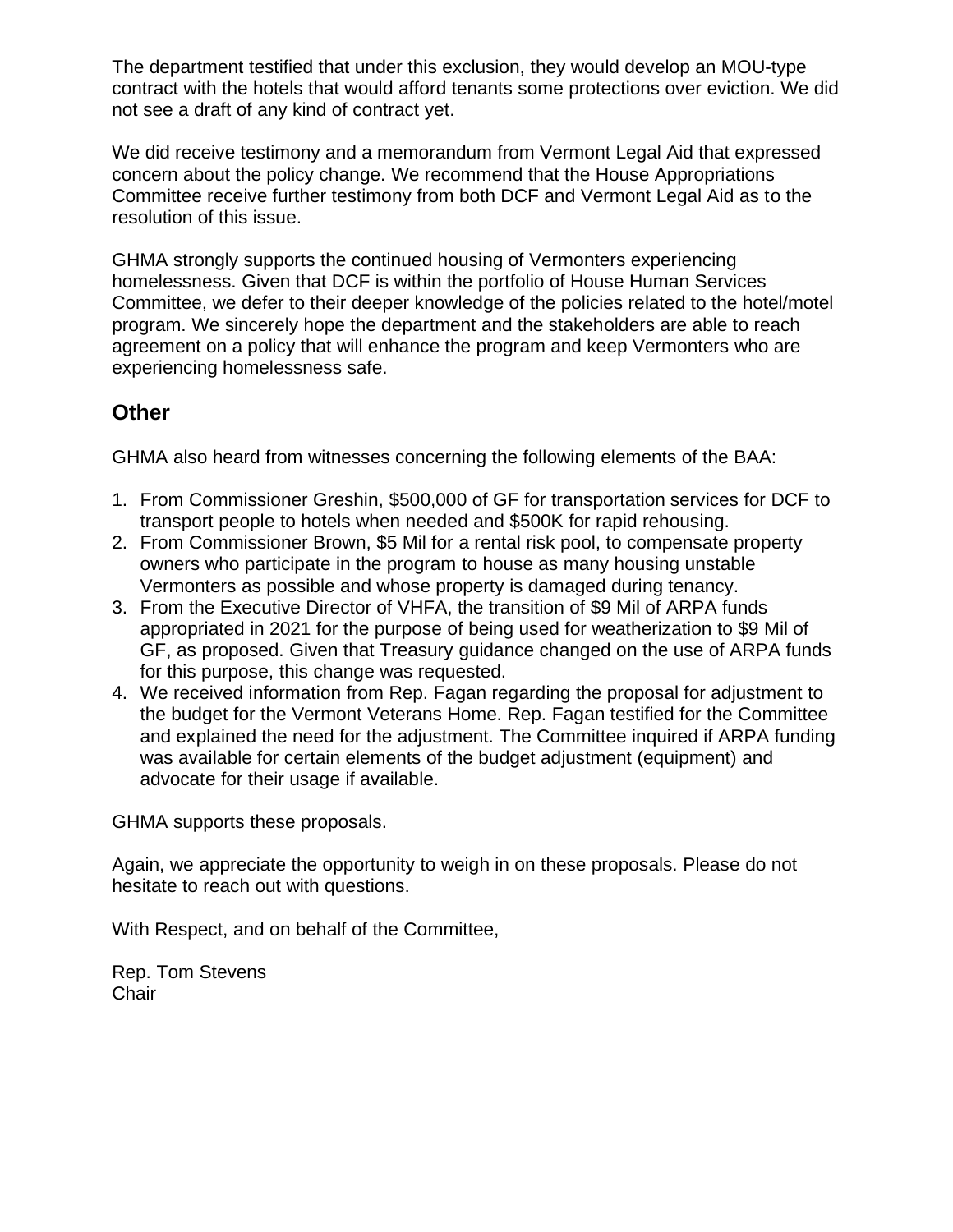The department testified that under this exclusion, they would develop an MOU-type contract with the hotels that would afford tenants some protections over eviction. We did not see a draft of any kind of contract yet.

We did receive testimony and a memorandum from Vermont Legal Aid that expressed concern about the policy change. We recommend that the House Appropriations Committee receive further testimony from both DCF and Vermont Legal Aid as to the resolution of this issue.

GHMA strongly supports the continued housing of Vermonters experiencing homelessness. Given that DCF is within the portfolio of House Human Services Committee, we defer to their deeper knowledge of the policies related to the hotel/motel program. We sincerely hope the department and the stakeholders are able to reach agreement on a policy that will enhance the program and keep Vermonters who are experiencing homelessness safe.

## Other

GHMA also heard from witnesses concerning the following elements of the BAA:

1. From Commissioner Greshin, $500,000 of GF for transportation services for DCF to transport people to hotels when needed and $500K for rapid rehousing.
2. From Commissioner Brown, $5 Mil for a rental risk pool, to compensate property owners who participate in the program to house as many housing unstable Vermonters as possible and whose property is damaged during tenancy.
3. From the Executive Director of VHFA, the transition of $9 Mil of ARPA funds appropriated in 2021 for the purpose of being used for weatherization to $9 Mil of GF, as proposed. Given that Treasury guidance changed on the use of ARPA funds for this purpose, this change was requested.
4. We received information from Rep. Fagan regarding the proposal for adjustment to the budget for the Vermont Veterans Home. Rep. Fagan testified for the Committee and explained the need for the adjustment. The Committee inquired if ARPA funding was available for certain elements of the budget adjustment (equipment) and advocate for their usage if available.

GHMA supports these proposals.

Again, we appreciate the opportunity to weigh in on these proposals. Please do not hesitate to reach out with questions.

With Respect, and on behalf of the Committee,

Rep. Tom Stevens  
Chair